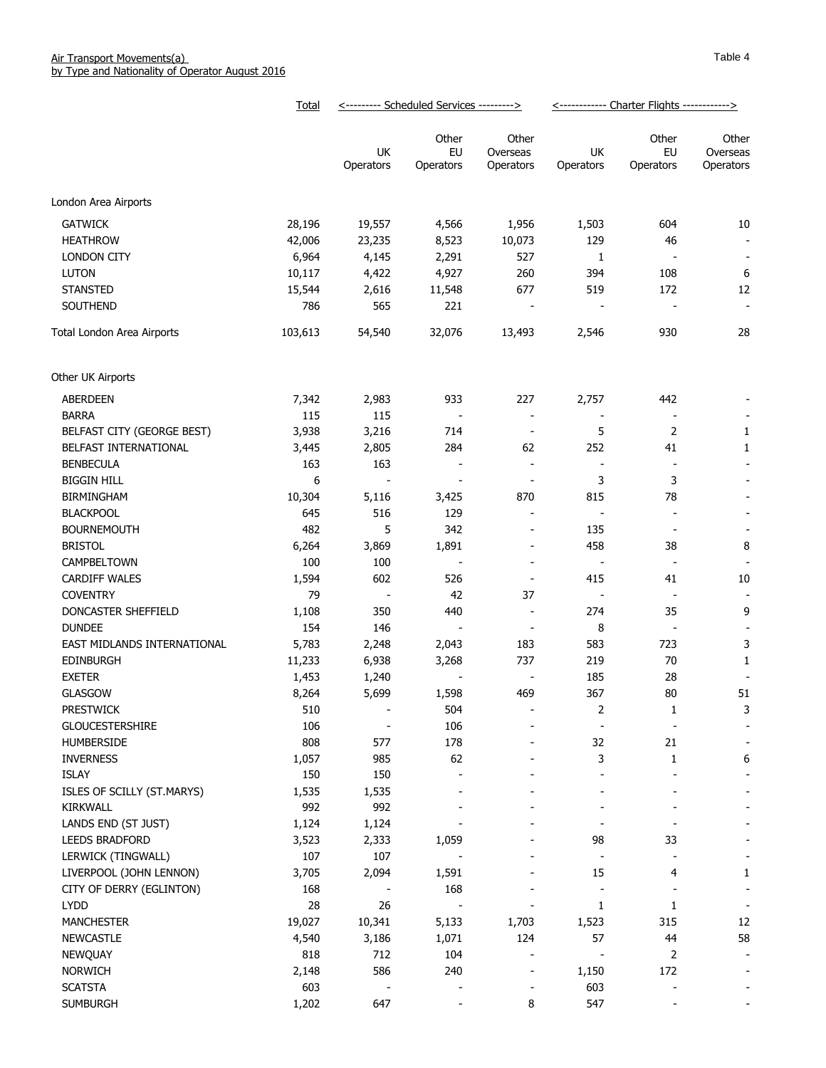Air Transport Movements(a)
by Type and Nationality of Operator August 2016

Table 4

| | Total | Scheduled Services | | | Charter Flights | | |
|---|---|---|---|---|---|---|---|
| | | UK Operators | Other EU Operators | Other Overseas Operators | UK Operators | Other EU Operators | Other Overseas Operators |
| **London Area Airports** | | | | | | | |
| GATWICK | 28,196 | 19,557 | 4,566 | 1,956 | 1,503 | 604 | 10 |
| HEATHROW | 42,006 | 23,235 | 8,523 | 10,073 | 129 | 46 | - |
| LONDON CITY | 6,964 | 4,145 | 2,291 | 527 | 1 | - | - |
| LUTON | 10,117 | 4,422 | 4,927 | 260 | 394 | 108 | 6 |
| STANSTED | 15,544 | 2,616 | 11,548 | 677 | 519 | 172 | 12 |
| SOUTHEND | 786 | 565 | 221 | - | - | - | - |
| Total London Area Airports | 103,613 | 54,540 | 32,076 | 13,493 | 2,546 | 930 | 28 |
| **Other UK Airports** | | | | | | | |
| ABERDEEN | 7,342 | 2,983 | 933 | 227 | 2,757 | 442 | - |
| BARRA | 115 | 115 | - | - | - | - | - |
| BELFAST CITY (GEORGE BEST) | 3,938 | 3,216 | 714 | - | 5 | 2 | 1 |
| BELFAST INTERNATIONAL | 3,445 | 2,805 | 284 | 62 | 252 | 41 | 1 |
| BENBECULA | 163 | 163 | - | - | - | - | - |
| BIGGIN HILL | 6 | - | - | - | 3 | 3 | - |
| BIRMINGHAM | 10,304 | 5,116 | 3,425 | 870 | 815 | 78 | - |
| BLACKPOOL | 645 | 516 | 129 | - | - | - | - |
| BOURNEMOUTH | 482 | 5 | 342 | - | 135 | - | - |
| BRISTOL | 6,264 | 3,869 | 1,891 | - | 458 | 38 | 8 |
| CAMPBELTOWN | 100 | 100 | - | - | - | - | - |
| CARDIFF WALES | 1,594 | 602 | 526 | - | 415 | 41 | 10 |
| COVENTRY | 79 | - | 42 | 37 | - | - | - |
| DONCASTER SHEFFIELD | 1,108 | 350 | 440 | - | 274 | 35 | 9 |
| DUNDEE | 154 | 146 | - | - | 8 | - | - |
| EAST MIDLANDS INTERNATIONAL | 5,783 | 2,248 | 2,043 | 183 | 583 | 723 | 3 |
| EDINBURGH | 11,233 | 6,938 | 3,268 | 737 | 219 | 70 | 1 |
| EXETER | 1,453 | 1,240 | - | - | 185 | 28 | - |
| GLASGOW | 8,264 | 5,699 | 1,598 | 469 | 367 | 80 | 51 |
| PRESTWICK | 510 | - | 504 | - | 2 | 1 | 3 |
| GLOUCESTERSHIRE | 106 | - | 106 | - | - | - | - |
| HUMBERSIDE | 808 | 577 | 178 | - | 32 | 21 | - |
| INVERNESS | 1,057 | 985 | 62 | - | 3 | 1 | 6 |
| ISLAY | 150 | 150 | - | - | - | - | - |
| ISLES OF SCILLY (ST.MARYS) | 1,535 | 1,535 | - | - | - | - | - |
| KIRKWALL | 992 | 992 | - | - | - | - | - |
| LANDS END (ST JUST) | 1,124 | 1,124 | - | - | - | - | - |
| LEEDS BRADFORD | 3,523 | 2,333 | 1,059 | - | 98 | 33 | - |
| LERWICK (TINGWALL) | 107 | 107 | - | - | - | - | - |
| LIVERPOOL (JOHN LENNON) | 3,705 | 2,094 | 1,591 | - | 15 | 4 | 1 |
| CITY OF DERRY (EGLINTON) | 168 | - | 168 | - | - | - | - |
| LYDD | 28 | 26 | - | - | 1 | 1 | - |
| MANCHESTER | 19,027 | 10,341 | 5,133 | 1,703 | 1,523 | 315 | 12 |
| NEWCASTLE | 4,540 | 3,186 | 1,071 | 124 | 57 | 44 | 58 |
| NEWQUAY | 818 | 712 | 104 | - | - | 2 | - |
| NORWICH | 2,148 | 586 | 240 | - | 1,150 | 172 | - |
| SCATSTA | 603 | - | - | - | 603 | - | - |
| SUMBURGH | 1,202 | 647 | - | 8 | 547 | - | - |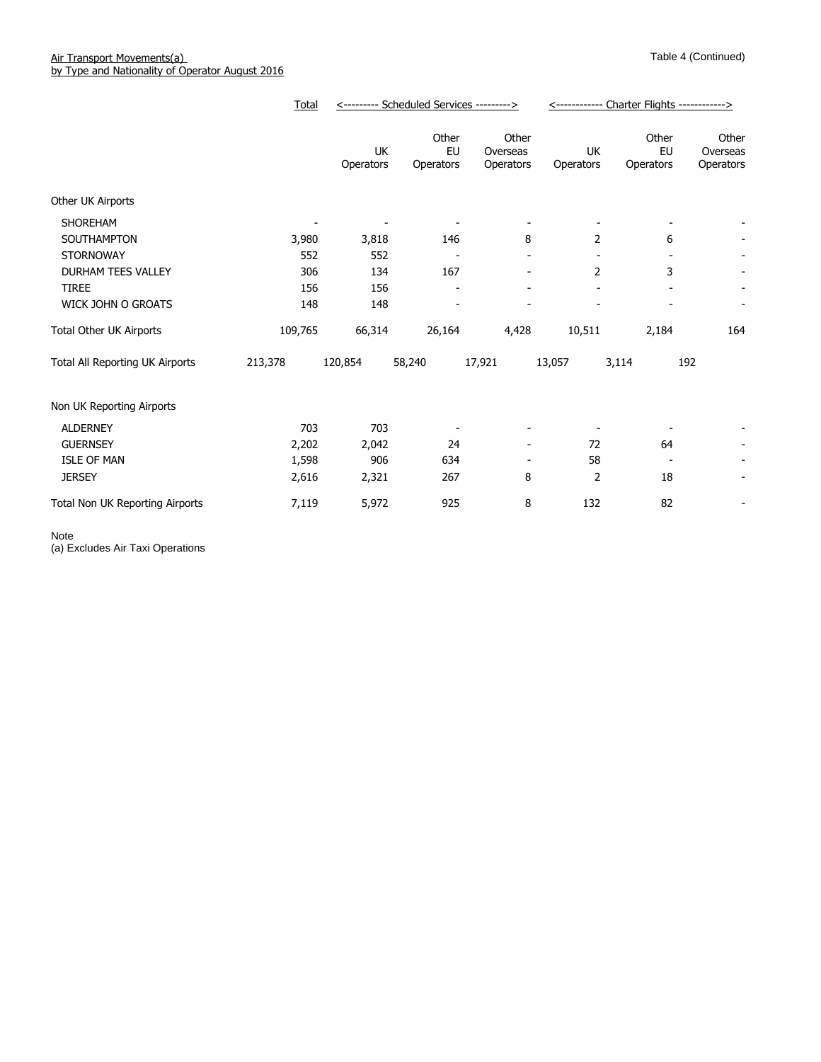Air Transport Movements(a)
by Type and Nationality of Operator August 2016

Table 4 (Continued)

| | Total | Scheduled Services | | | Charter Flights | | |
|---|---|---|---|---|---|---|---|
| | | UK Operators | Other EU Operators | Other Overseas Operators | UK Operators | Other EU Operators | Other Overseas Operators |
| Other UK Airports | | | | | | | |
| SHOREHAM | - | - | - | - | - | - | - |
| SOUTHAMPTON | 3,980 | 3,818 | 146 | 8 | 2 | 6 | - |
| STORNOWAY | 552 | 552 | - | - | - | - | - |
| DURHAM TEES VALLEY | 306 | 134 | 167 | - | 2 | 3 | - |
| TIREE | 156 | 156 | - | - | - | - | - |
| WICK JOHN O GROATS | 148 | 148 | - | - | - | - | - |
| Total Other UK Airports | 109,765 | 66,314 | 26,164 | 4,428 | 10,511 | 2,184 | 164 |
| Total All Reporting UK Airports | 213,378 | 120,854 | 58,240 | 17,921 | 13,057 | 3,114 | 192 |
| Non UK Reporting Airports | | | | | | | |
| ALDERNEY | 703 | 703 | - | - | - | - | - |
| GUERNSEY | 2,202 | 2,042 | 24 | - | 72 | 64 | - |
| ISLE OF MAN | 1,598 | 906 | 634 | - | 58 | - | - |
| JERSEY | 2,616 | 2,321 | 267 | 8 | 2 | 18 | - |
| Total Non UK Reporting Airports | 7,119 | 5,972 | 925 | 8 | 132 | 82 | - |

Note
(a) Excludes Air Taxi Operations